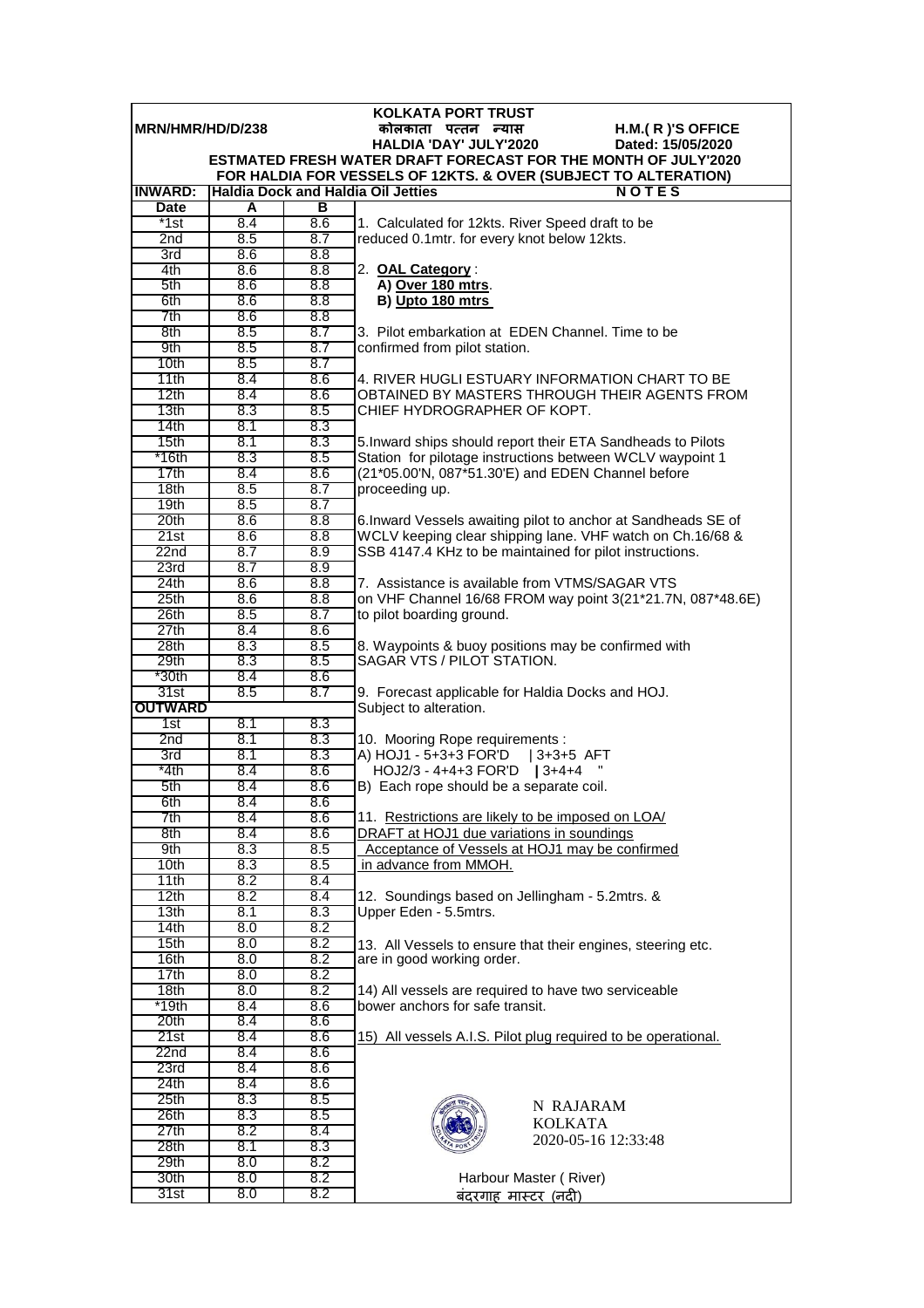**KOLKATA PORT TRUST**

**MRN/HMR/HD/D/238** **कोलकाता पत्तन न्यास** **H.M.( R )'S OFFICE**

**HALDIA 'DAY' JULY'2020** **Dated: 15/05/2020**

**ESTMATED FRESH WATER DRAFT FORECAST FOR THE MONTH OF JULY'2020**

**FOR HALDIA FOR VESSELS OF 12KTS. & OVER (SUBJECT TO ALTERATION)**

**INWARD: Haldia Dock and Haldia Oil Jetties**

| Date | A | B |
|---|---|---|
| *1st | 8.4 | 8.6 |
| 2nd | 8.5 | 8.7 |
| 3rd | 8.6 | 8.8 |
| 4th | 8.6 | 8.8 |
| 5th | 8.6 | 8.8 |
| 6th | 8.6 | 8.8 |
| 7th | 8.6 | 8.8 |
| 8th | 8.5 | 8.7 |
| 9th | 8.5 | 8.7 |
| 10th | 8.5 | 8.7 |
| 11th | 8.4 | 8.6 |
| 12th | 8.4 | 8.6 |
| 13th | 8.3 | 8.5 |
| 14th | 8.1 | 8.3 |
| 15th | 8.1 | 8.3 |
| *16th | 8.3 | 8.5 |
| 17th | 8.4 | 8.6 |
| 18th | 8.5 | 8.7 |
| 19th | 8.5 | 8.7 |
| 20th | 8.6 | 8.8 |
| 21st | 8.6 | 8.8 |
| 22nd | 8.7 | 8.9 |
| 23rd | 8.7 | 8.9 |
| 24th | 8.6 | 8.8 |
| 25th | 8.6 | 8.8 |
| 26th | 8.5 | 8.7 |
| 27th | 8.4 | 8.6 |
| 28th | 8.3 | 8.5 |
| 29th | 8.3 | 8.5 |
| *30th | 8.4 | 8.6 |
| 31st | 8.5 | 8.7 |

**OUTWARD**

| Date | A | B |
|---|---|---|
| 1st | 8.1 | 8.3 |
| 2nd | 8.1 | 8.3 |
| 3rd | 8.1 | 8.3 |
| *4th | 8.4 | 8.6 |
| 5th | 8.4 | 8.6 |
| 6th | 8.4 | 8.6 |
| 7th | 8.4 | 8.6 |
| 8th | 8.4 | 8.6 |
| 9th | 8.3 | 8.5 |
| 10th | 8.3 | 8.5 |
| 11th | 8.2 | 8.4 |
| 12th | 8.2 | 8.4 |
| 13th | 8.1 | 8.3 |
| 14th | 8.0 | 8.2 |
| 15th | 8.0 | 8.2 |
| 16th | 8.0 | 8.2 |
| 17th | 8.0 | 8.2 |
| 18th | 8.0 | 8.2 |
| *19th | 8.4 | 8.6 |
| 20th | 8.4 | 8.6 |
| 21st | 8.4 | 8.6 |
| 22nd | 8.4 | 8.6 |
| 23rd | 8.4 | 8.6 |
| 24th | 8.4 | 8.6 |
| 25th | 8.3 | 8.5 |
| 26th | 8.3 | 8.5 |
| 27th | 8.2 | 8.4 |
| 28th | 8.1 | 8.3 |
| 29th | 8.0 | 8.2 |
| 30th | 8.0 | 8.2 |
| 31st | 8.0 | 8.2 |

**NOTES**

1. Calculated for 12kts. River Speed draft to be reduced 0.1mtr. for every knot below 12kts.

2. **OAL Category** :
   **A) Over 180 mtrs**.
   **B) Upto 180 mtrs**

3. Pilot embarkation at EDEN Channel. Time to be confirmed from pilot station.

4. RIVER HUGLI ESTUARY INFORMATION CHART TO BE OBTAINED BY MASTERS THROUGH THEIR AGENTS FROM CHIEF HYDROGRAPHER OF KOPT.

5. Inward ships should report their ETA Sandheads to Pilots Station for pilotage instructions between WCLV waypoint 1 (21*05.00'N, 087*51.30'E) and EDEN Channel before proceeding up.

6. Inward Vessels awaiting pilot to anchor at Sandheads SE of WCLV keeping clear shipping lane. VHF watch on Ch.16/68 & SSB 4147.4 KHz to be maintained for pilot instructions.

7. Assistance is available from VTMS/SAGAR VTS on VHF Channel 16/68 FROM way point 3(21*21.7N, 087*48.6E) to pilot boarding ground.

8. Waypoints & buoy positions may be confirmed with SAGAR VTS / PILOT STATION.

9. Forecast applicable for Haldia Docks and HOJ. Subject to alteration.

10. Mooring Rope requirements :
A) HOJ1 - 5+3+3 FOR'D | 3+3+5 AFT
HOJ2/3 - 4+4+3 FOR'D | 3+4+4 "
B) Each rope should be a separate coil.

11. Restrictions are likely to be imposed on LOA/ DRAFT at HOJ1 due variations in soundings Acceptance of Vessels at HOJ1 may be confirmed in advance from MMOH.

12. Soundings based on Jellingham - 5.2mtrs. & Upper Eden - 5.5mtrs.

13. All Vessels to ensure that their engines, steering etc. are in good working order.

14) All vessels are required to have two serviceable bower anchors for safe transit.

15) All vessels A.I.S. Pilot plug required to be operational.

N RAJARAM
KOLKATA
2020-05-16 12:33:48

Harbour Master ( River)
बंदरगाह मास्टर (नदी)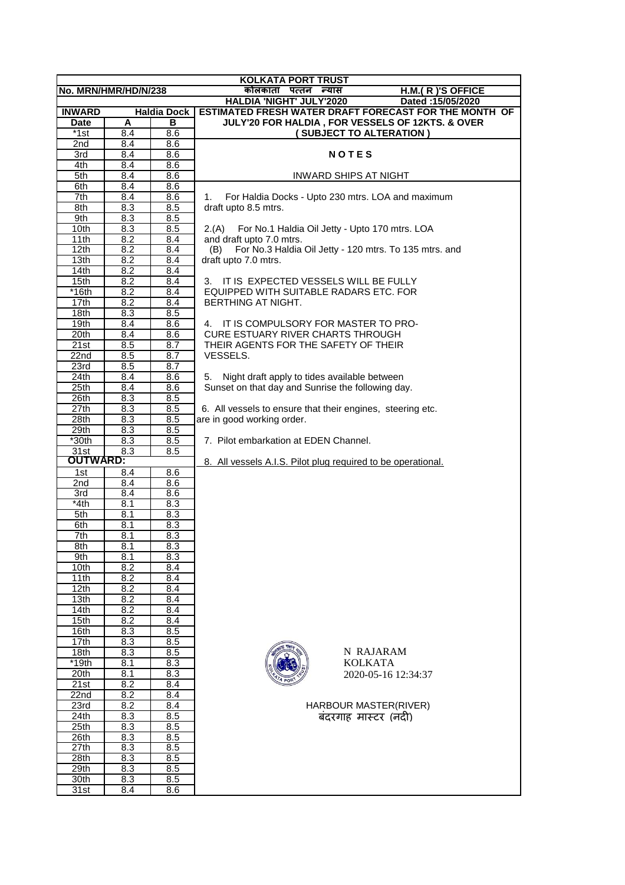# KOLKATA PORT TRUST

**No. MRN/HMR/HD/N/238** — **कोलकाता पत्तन न्यास** — **H.M.( R )'S OFFICE**

**HALDIA 'NIGHT' JULY'2020** — **Dated :15/05/2020**

**ESTIMATED FRESH WATER DRAFT FORECAST FOR THE MONTH OF JULY'20 FOR HALDIA , FOR VESSELS OF 12KTS. & OVER**

**( SUBJECT TO ALTERATION )**

| INWARD | Haldia Dock | |
|---|---|---|
| **Date** | **A** | **B** |
| *1st | 8.4 | 8.6 |
| 2nd | 8.4 | 8.6 |
| 3rd | 8.4 | 8.6 |
| 4th | 8.4 | 8.6 |
| 5th | 8.4 | 8.6 |
| 6th | 8.4 | 8.6 |
| 7th | 8.4 | 8.6 |
| 8th | 8.3 | 8.5 |
| 9th | 8.3 | 8.5 |
| 10th | 8.3 | 8.5 |
| 11th | 8.2 | 8.4 |
| 12th | 8.2 | 8.4 |
| 13th | 8.2 | 8.4 |
| 14th | 8.2 | 8.4 |
| 15th | 8.2 | 8.4 |
| *16th | 8.2 | 8.4 |
| 17th | 8.2 | 8.4 |
| 18th | 8.3 | 8.5 |
| 19th | 8.4 | 8.6 |
| 20th | 8.4 | 8.6 |
| 21st | 8.5 | 8.7 |
| 22nd | 8.5 | 8.7 |
| 23rd | 8.5 | 8.7 |
| 24th | 8.4 | 8.6 |
| 25th | 8.4 | 8.6 |
| 26th | 8.3 | 8.5 |
| 27th | 8.3 | 8.5 |
| 28th | 8.3 | 8.5 |
| 29th | 8.3 | 8.5 |
| *30th | 8.3 | 8.5 |
| 31st | 8.3 | 8.5 |
| **OUTWARD:** | | |
| 1st | 8.4 | 8.6 |
| 2nd | 8.4 | 8.6 |
| 3rd | 8.4 | 8.6 |
| *4th | 8.1 | 8.3 |
| 5th | 8.1 | 8.3 |
| 6th | 8.1 | 8.3 |
| 7th | 8.1 | 8.3 |
| 8th | 8.1 | 8.3 |
| 9th | 8.1 | 8.3 |
| 10th | 8.2 | 8.4 |
| 11th | 8.2 | 8.4 |
| 12th | 8.2 | 8.4 |
| 13th | 8.2 | 8.4 |
| 14th | 8.2 | 8.4 |
| 15th | 8.2 | 8.4 |
| 16th | 8.3 | 8.5 |
| 17th | 8.3 | 8.5 |
| 18th | 8.3 | 8.5 |
| *19th | 8.1 | 8.3 |
| 20th | 8.1 | 8.3 |
| 21st | 8.2 | 8.4 |
| 22nd | 8.2 | 8.4 |
| 23rd | 8.2 | 8.4 |
| 24th | 8.3 | 8.5 |
| 25th | 8.3 | 8.5 |
| 26th | 8.3 | 8.5 |
| 27th | 8.3 | 8.5 |
| 28th | 8.3 | 8.5 |
| 29th | 8.3 | 8.5 |
| 30th | 8.3 | 8.5 |
| 31st | 8.4 | 8.6 |

## N O T E S

INWARD SHIPS AT NIGHT

1. For Haldia Docks - Upto 230 mtrs. LOA and maximum draft upto 8.5 mtrs.

2.(A) For No.1 Haldia Oil Jetty - Upto 170 mtrs. LOA and draft upto 7.0 mtrs.
(B) For No.3 Haldia Oil Jetty - 120 mtrs. To 135 mtrs. and draft upto 7.0 mtrs.

3. IT IS EXPECTED VESSELS WILL BE FULLY EQUIPPED WITH SUITABLE RADARS ETC. FOR BERTHING AT NIGHT.

4. IT IS COMPULSORY FOR MASTER TO PROCURE ESTUARY RIVER CHARTS THROUGH THEIR AGENTS FOR THE SAFETY OF THEIR VESSELS.

5. Night draft apply to tides available between Sunset on that day and Sunrise the following day.

6. All vessels to ensure that their engines, steering etc. are in good working order.

7. Pilot embarkation at EDEN Channel.

8. All vessels A.I.S. Pilot plug required to be operational.

N RAJARAM
KOLKATA
2020-05-16 12:34:37

HARBOUR MASTER(RIVER)
बंदरगाह मास्टर (नदी)